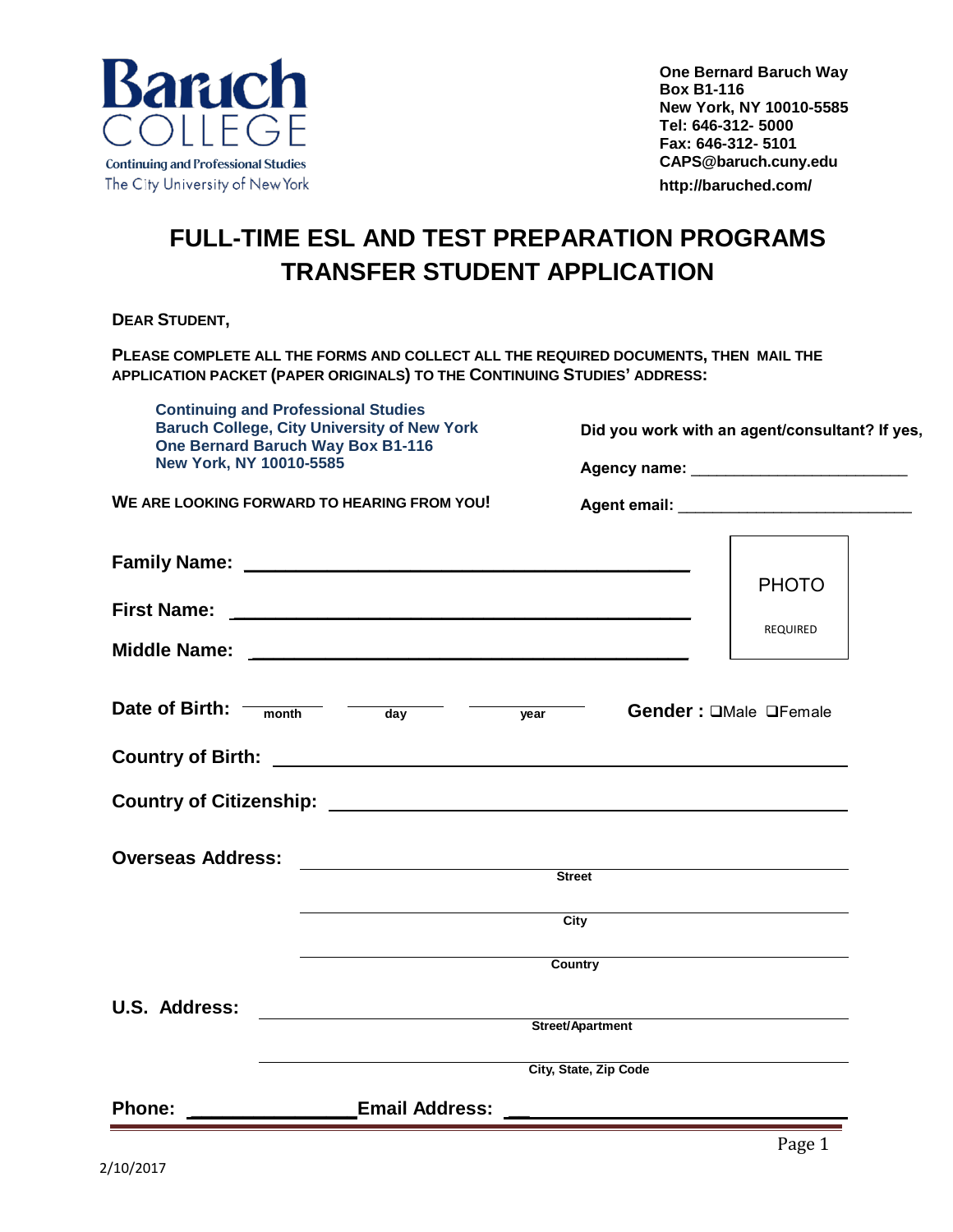Baruch COLLEGE
Continuing and Professional Studies
The City University of New York

**One Bernard Baruch Way**
**Box B1-116**
**New York, NY 10010-5585**
**Tel: 646-312- 5000**
**Fax: 646-312- 5101**
**CAPS@baruch.cuny.edu**
**http://baruched.com/**

# FULL-TIME ESL AND TEST PREPARATION PROGRAMS TRANSFER STUDENT APPLICATION

**DEAR STUDENT,**

**PLEASE COMPLETE ALL THE FORMS AND COLLECT ALL THE REQUIRED DOCUMENTS, THEN MAIL THE APPLICATION PACKET (PAPER ORIGINALS) TO THE CONTINUING STUDIES' ADDRESS:**

**Continuing and Professional Studies**
**Baruch College, City University of New York**
**One Bernard Baruch Way Box B1-116**
**New York, NY 10010-5585**

**WE ARE LOOKING FORWARD TO HEARING FROM YOU!**

**Did you work with an agent/consultant? If yes,**

**Agency name:** ________________________

**Agent email:** ________________________

PHOTO REQUIRED

**Family Name:** ________________________

**First Name:** ________________________

**Middle Name:** ________________________

**Date of Birth:** ________ month ________ day ________ year

**Gender :** ❑Male ❑Female

**Country of Birth:** ________________________

**Country of Citizenship:** ________________________

**Overseas Address:**
________________________ Street
________________________ City
________________________ Country

**U.S. Address:**
________________________ Street/Apartment
________________________ City, State, Zip Code

**Phone:** ________________ **Email Address:** ________________________

2/10/2017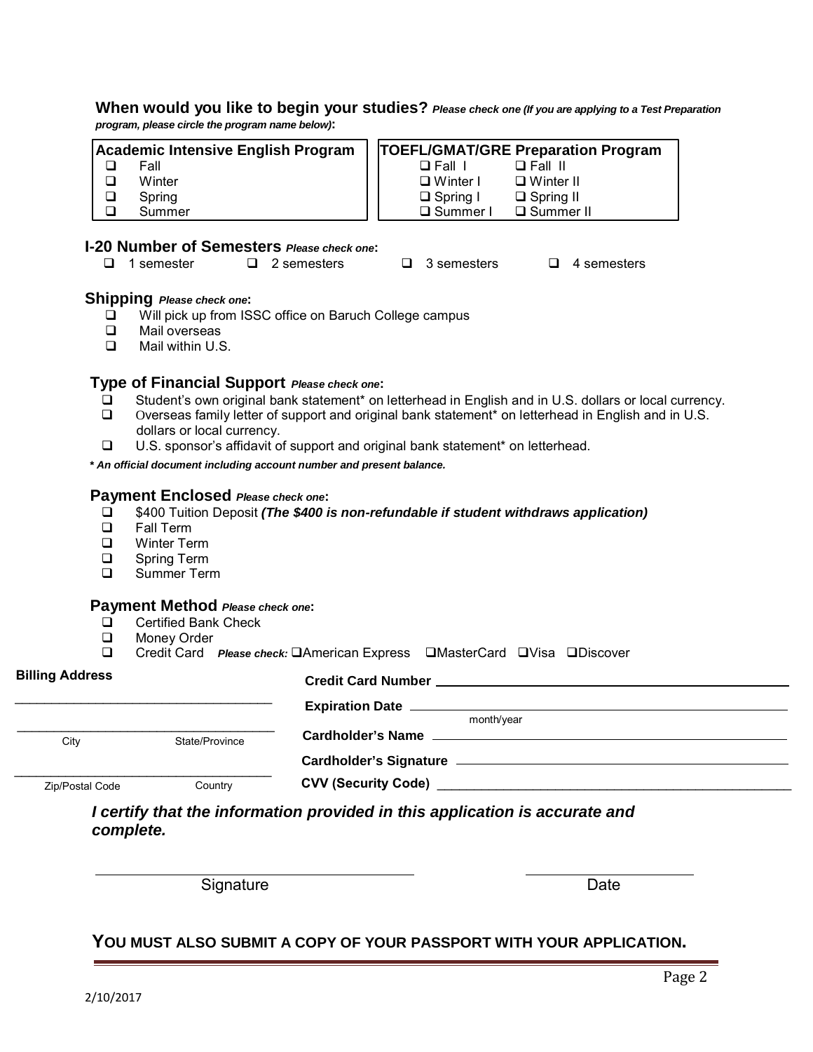**When would you like to begin your studies?** ***Please check one (If you are applying to a Test Preparation program, please circle the program name below)*****:**

| Academic Intensive English Program | TOEFL/GMAT/GRE Preparation Program | |
|---|---|---|
| ☐ Fall | ☐ Fall I | ☐ Fall II |
| ☐ Winter | ☐ Winter I | ☐ Winter II |
| ☐ Spring | ☐ Spring I | ☐ Spring II |
| ☐ Summer | ☐ Summer I | ☐ Summer II |

**I-20 Number of Semesters** ***Please check one*****:**

☐ 1 semester ☐ 2 semesters ☐ 3 semesters ☐ 4 semesters

**Shipping** ***Please check one*****:**

- ☐ Will pick up from ISSC office on Baruch College campus
- ☐ Mail overseas
- ☐ Mail within U.S.

**Type of Financial Support** ***Please check one*****:**

- ☐ Student's own original bank statement* on letterhead in English and in U.S. dollars or local currency.
- ☐ Overseas family letter of support and original bank statement* on letterhead in English and in U.S. dollars or local currency.
- ☐ U.S. sponsor's affidavit of support and original bank statement* on letterhead.

***\* An official document including account number and present balance.***

**Payment Enclosed** ***Please check one*****:**

- ☐ $400 Tuition Deposit ***(The $400 is non-refundable if student withdraws application)***
- ☐ Fall Term
- ☐ Winter Term
- ☐ Spring Term
- ☐ Summer Term

**Payment Method** ***Please check one*****:**

- ☐ Certified Bank Check
- ☐ Money Order
- ☐ Credit Card ***Please check:*** ☐American Express ☐MasterCard ☐Visa ☐Discover

**Billing Address**

\_\_\_\_\_\_\_\_\_\_\_\_\_\_\_\_\_\_\_\_\_\_\_\_\_\_\_\_\_\_\_\_\_\_\_

\_\_\_\_\_\_\_\_\_\_\_\_\_\_\_\_\_\_\_\_\_\_\_\_\_\_\_\_\_\_\_\_\_\_\_
City State/Province

\_\_\_\_\_\_\_\_\_\_\_\_\_\_\_\_\_\_\_\_\_\_\_\_\_\_\_\_\_\_\_\_\_\_\_
Zip/Postal Code Country

**Credit Card Number** \_\_\_\_\_\_\_\_\_\_\_\_\_\_\_\_\_\_\_\_\_\_\_\_\_\_\_\_\_\_\_\_\_\_\_

**Expiration Date** \_\_\_\_\_\_\_\_\_\_\_\_\_\_\_\_\_\_\_\_\_\_\_\_\_\_\_\_\_\_\_\_\_\_\_
month/year

**Cardholder's Name** \_\_\_\_\_\_\_\_\_\_\_\_\_\_\_\_\_\_\_\_\_\_\_\_\_\_\_\_\_\_\_\_\_\_\_

**Cardholder's Signature** \_\_\_\_\_\_\_\_\_\_\_\_\_\_\_\_\_\_\_\_\_\_\_\_\_\_\_\_\_\_\_\_\_\_\_

**CVV (Security Code)** \_\_\_\_\_\_\_\_\_\_\_\_\_\_\_\_\_\_\_\_\_\_\_\_\_\_\_\_\_\_\_\_\_\_\_

***I certify that the information provided in this application is accurate and complete.***

\_\_\_\_\_\_\_\_\_\_\_\_\_\_\_\_\_\_\_\_\_\_\_\_\_\_\_\_\_\_\_\_\_\_\_ \_\_\_\_\_\_\_\_\_\_\_\_\_\_\_\_\_\_\_\_
Signature Date

**YOU MUST ALSO SUBMIT A COPY OF YOUR PASSPORT WITH YOUR APPLICATION.**

2/10/2017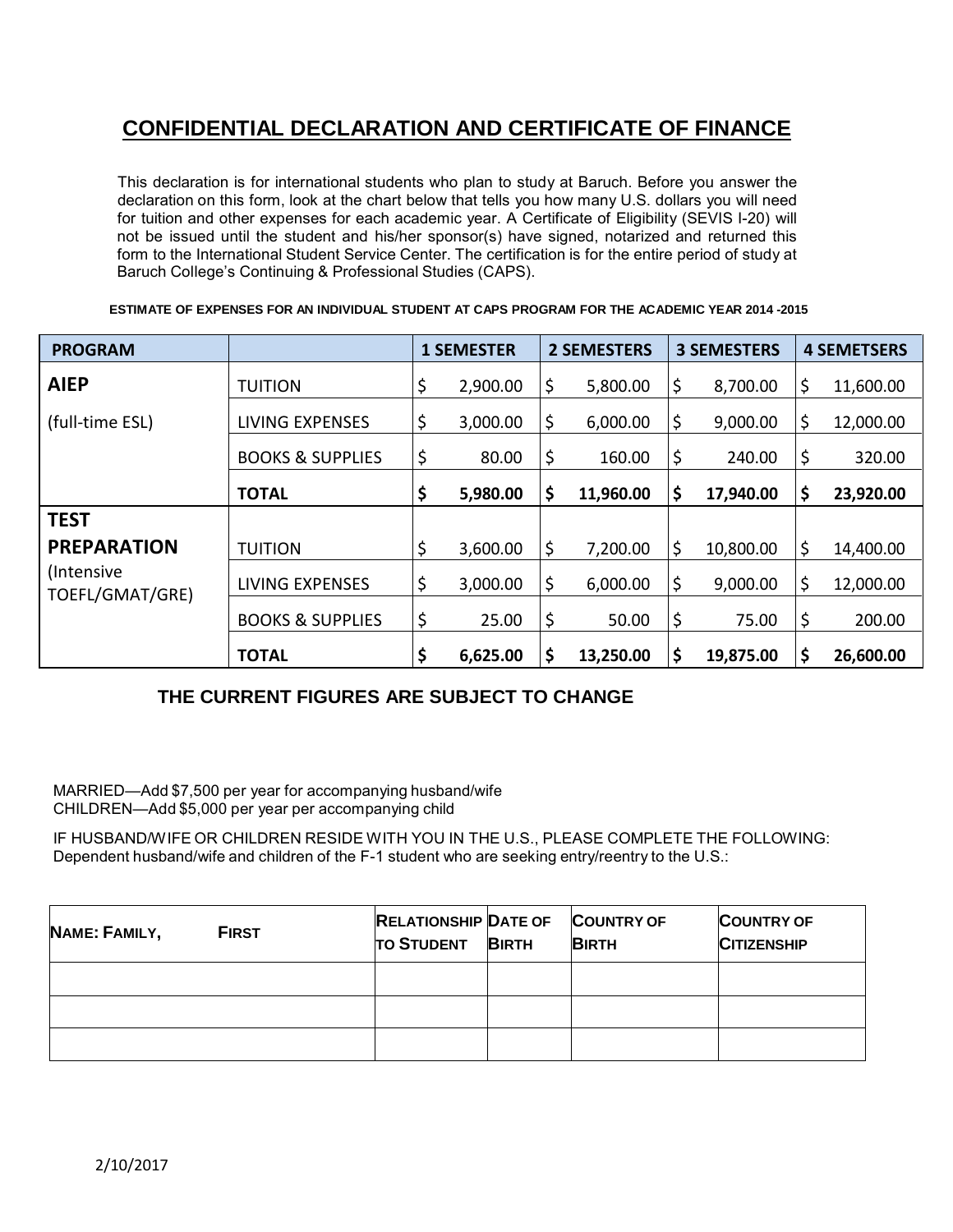# CONFIDENTIAL DECLARATION AND CERTIFICATE OF FINANCE

This declaration is for international students who plan to study at Baruch. Before you answer the declaration on this form, look at the chart below that tells you how many U.S. dollars you will need for tuition and other expenses for each academic year. A Certificate of Eligibility (SEVIS I-20) will not be issued until the student and his/her sponsor(s) have signed, notarized and returned this form to the International Student Service Center. The certification is for the entire period of study at Baruch College's Continuing & Professional Studies (CAPS).

**ESTIMATE OF EXPENSES FOR AN INDIVIDUAL STUDENT AT CAPS PROGRAM FOR THE ACADEMIC YEAR 2014 -2015**

| PROGRAM | | 1 SEMESTER | 2 SEMESTERS | 3 SEMESTERS | 4 SEMETSERS |
|---|---|---|---|---|---|
| **AIEP** | TUITION | $ 2,900.00 | $ 5,800.00 | $ 8,700.00 | $ 11,600.00 |
| (full-time ESL) | LIVING EXPENSES | $ 3,000.00 | $ 6,000.00 | $ 9,000.00 | $ 12,000.00 |
| | BOOKS & SUPPLIES | $ 80.00 | $ 160.00 | $ 240.00 | $ 320.00 |
| | **TOTAL** | **$ 5,980.00** | **$ 11,960.00** | **$ 17,940.00** | **$ 23,920.00** |
| **TEST PREPARATION** | TUITION | $ 3,600.00 | $ 7,200.00 | $ 10,800.00 | $ 14,400.00 |
| (Intensive TOEFL/GMAT/GRE) | LIVING EXPENSES | $ 3,000.00 | $ 6,000.00 | $ 9,000.00 | $ 12,000.00 |
| | BOOKS & SUPPLIES | $ 25.00 | $ 50.00 | $ 75.00 | $ 200.00 |
| | **TOTAL** | **$ 6,625.00** | **$ 13,250.00** | **$ 19,875.00** | **$ 26,600.00** |

**THE CURRENT FIGURES ARE SUBJECT TO CHANGE**

MARRIED—Add $7,500 per year for accompanying husband/wife
CHILDREN—Add $5,000 per year per accompanying child

IF HUSBAND/WIFE OR CHILDREN RESIDE WITH YOU IN THE U.S., PLEASE COMPLETE THE FOLLOWING:
Dependent husband/wife and children of the F-1 student who are seeking entry/reentry to the U.S.:

| NAME: FAMILY, FIRST | RELATIONSHIP TO STUDENT | DATE OF BIRTH | COUNTRY OF BIRTH | COUNTRY OF CITIZENSHIP |
|---|---|---|---|---|
| | | | | |
| | | | | |
| | | | | |

2/10/2017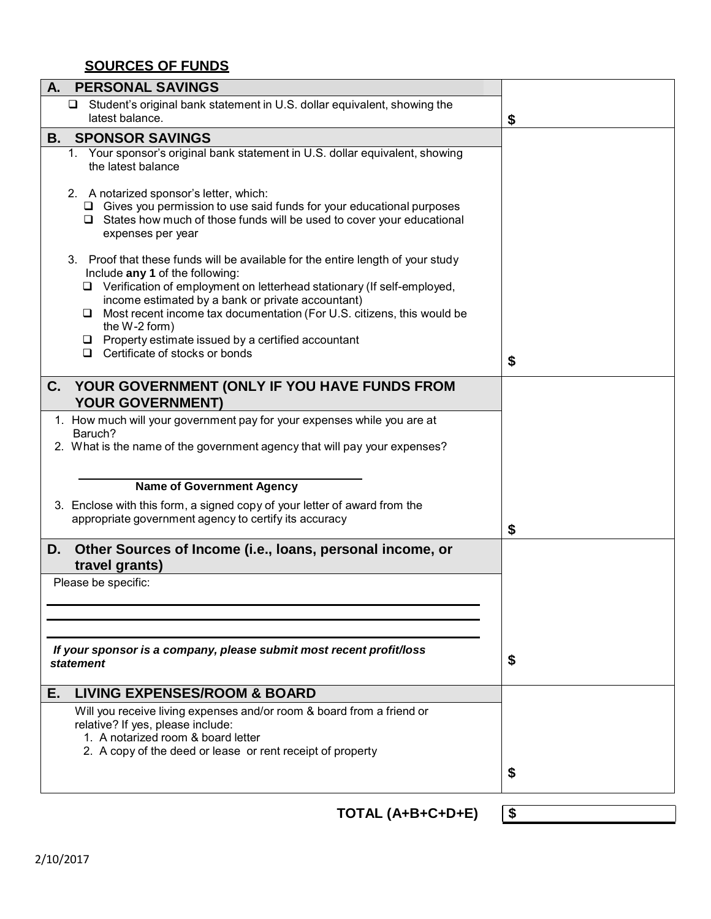## SOURCES OF FUNDS

| | |
|---|---|
| **A. PERSONAL SAVINGS** | |
| ❑ Student's original bank statement in U.S. dollar equivalent, showing the latest balance. | **$** |
| **B. SPONSOR SAVINGS** | |
| 1. Your sponsor's original bank statement in U.S. dollar equivalent, showing the latest balance<br><br>2. A notarized sponsor's letter, which:<br>❑ Gives you permission to use said funds for your educational purposes<br>❑ States how much of those funds will be used to cover your educational expenses per year<br><br>3. Proof that these funds will be available for the entire length of your study Include **any 1** of the following:<br>❑ Verification of employment on letterhead stationary (If self-employed, income estimated by a bank or private accountant)<br>❑ Most recent income tax documentation (For U.S. citizens, this would be the W-2 form)<br>❑ Property estimate issued by a certified accountant<br>❑ Certificate of stocks or bonds | **$** |
| **C. YOUR GOVERNMENT (ONLY IF YOU HAVE FUNDS FROM YOUR GOVERNMENT)** | |
| 1. How much will your government pay for your expenses while you are at Baruch?<br>2. What is the name of the government agency that will pay your expenses?<br><br>\_\_\_\_\_\_\_\_\_\_\_\_\_\_\_\_\_\_\_\_\_\_\_\_\_\_\_\_<br>**Name of Government Agency**<br><br>3. Enclose with this form, a signed copy of your letter of award from the appropriate government agency to certify its accuracy | **$** |
| **D. Other Sources of Income (i.e., loans, personal income, or travel grants)** | |
| Please be specific:<br><br>\_\_\_\_\_\_\_\_\_\_\_\_\_\_\_\_\_\_\_\_\_\_\_\_\_\_\_\_<br>\_\_\_\_\_\_\_\_\_\_\_\_\_\_\_\_\_\_\_\_\_\_\_\_\_\_\_\_<br>\_\_\_\_\_\_\_\_\_\_\_\_\_\_\_\_\_\_\_\_\_\_\_\_\_\_\_\_<br><br>***If your sponsor is a company, please submit most recent profit/loss statement*** | **$** |
| **E. LIVING EXPENSES/ROOM & BOARD** | |
| Will you receive living expenses and/or room & board from a friend or relative? If yes, please include:<br>1. A notarized room & board letter<br>2. A copy of the deed or lease or rent receipt of property | **$** |
| **TOTAL (A+B+C+D+E)** | **$** |

2/10/2017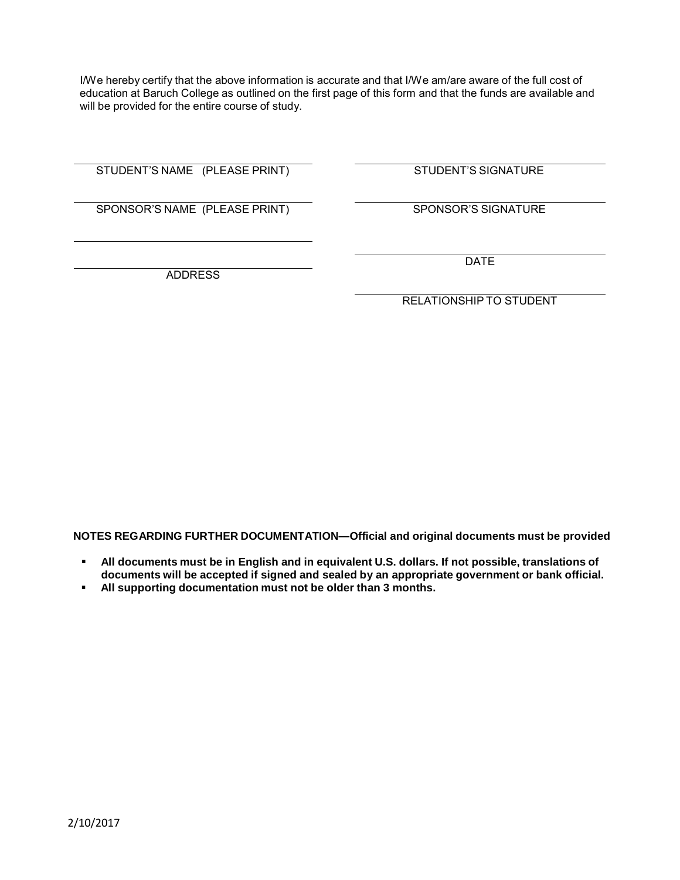I/We hereby certify that the above information is accurate and that I/We am/are aware of the full cost of education at Baruch College as outlined on the first page of this form and that the funds are available and will be provided for the entire course of study.

| | |
|---|---|
| ______________________________ | ______________________________ |
| STUDENT'S NAME (PLEASE PRINT) | STUDENT'S SIGNATURE |
| ______________________________ | ______________________________ |
| SPONSOR'S NAME (PLEASE PRINT) | SPONSOR'S SIGNATURE |
| ______________________________ | |
| ______________________________ | ______________________________ |
| ADDRESS | DATE |
| | ______________________________ |
| | RELATIONSHIP TO STUDENT |

**NOTES REGARDING FURTHER DOCUMENTATION—Official and original documents must be provided**

- **All documents must be in English and in equivalent U.S. dollars. If not possible, translations of documents will be accepted if signed and sealed by an appropriate government or bank official.**
- **All supporting documentation must not be older than 3 months.**

2/10/2017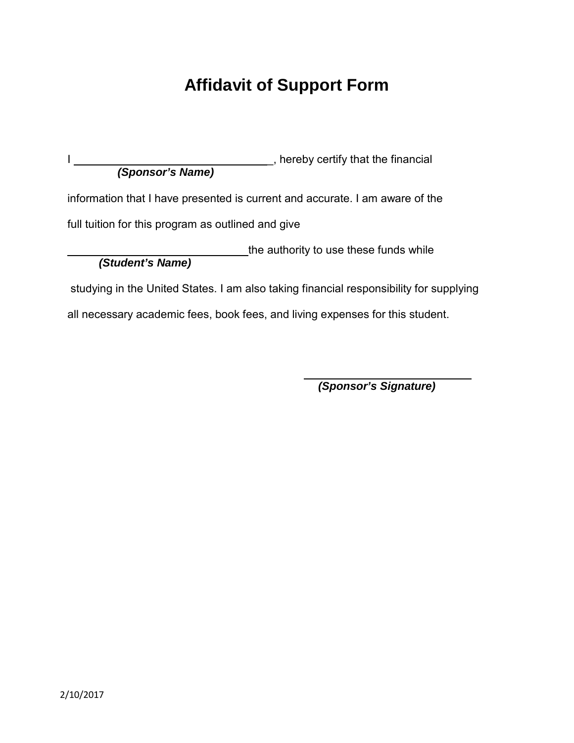# Affidavit of Support Form

I ________________________________, hereby certify that the financial
***(Sponsor's Name)***

information that I have presented is current and accurate. I am aware of the

full tuition for this program as outlined and give

______________________________the authority to use these funds while
***(Student's Name)***

studying in the United States. I am also taking financial responsibility for supplying

all necessary academic fees, book fees, and living expenses for this student.

____________________________
***(Sponsor's Signature)***

2/10/2017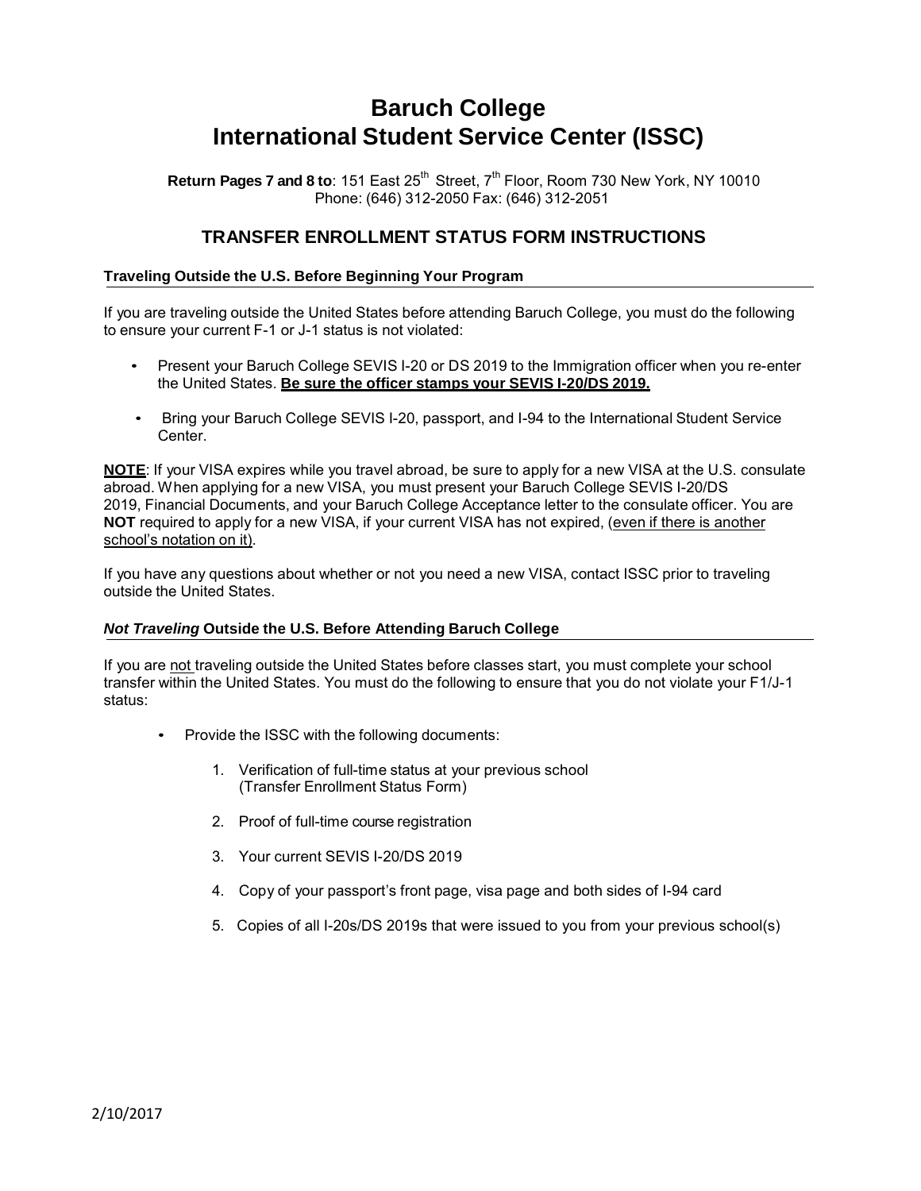# Baruch College
# International Student Service Center (ISSC)

**Return Pages 7 and 8 to**: 151 East 25th Street, 7th Floor, Room 730 New York, NY 10010
Phone: (646) 312-2050 Fax: (646) 312-2051

## TRANSFER ENROLLMENT STATUS FORM INSTRUCTIONS

### Traveling Outside the U.S. Before Beginning Your Program

If you are traveling outside the United States before attending Baruch College, you must do the following to ensure your current F-1 or J-1 status is not violated:

- Present your Baruch College SEVIS I-20 or DS 2019 to the Immigration officer when you re-enter the United States. **Be sure the officer stamps your SEVIS I-20/DS 2019.**
- Bring your Baruch College SEVIS I-20, passport, and I-94 to the International Student Service Center.

**NOTE**: If your VISA expires while you travel abroad, be sure to apply for a new VISA at the U.S. consulate abroad. When applying for a new VISA, you must present your Baruch College SEVIS I-20/DS 2019, Financial Documents, and your Baruch College Acceptance letter to the consulate officer. You are **NOT** required to apply for a new VISA, if your current VISA has not expired, (even if there is another school's notation on it).

If you have any questions about whether or not you need a new VISA, contact ISSC prior to traveling outside the United States.

### *Not Traveling* Outside the U.S. Before Attending Baruch College

If you are not traveling outside the United States before classes start, you must complete your school transfer within the United States. You must do the following to ensure that you do not violate your F1/J-1 status:

- Provide the ISSC with the following documents:
  1. Verification of full-time status at your previous school (Transfer Enrollment Status Form)
  2. Proof of full-time course registration
  3. Your current SEVIS I-20/DS 2019
  4. Copy of your passport's front page, visa page and both sides of I-94 card
  5. Copies of all I-20s/DS 2019s that were issued to you from your previous school(s)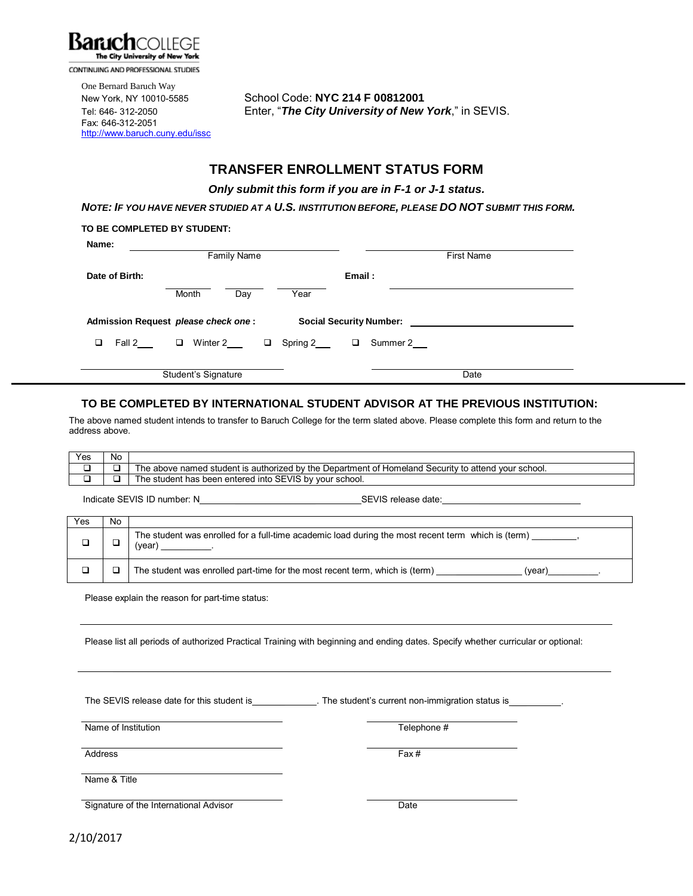**Baruch COLLEGE**
The City University of New York
CONTINUING AND PROFESSIONAL STUDIES

One Bernard Baruch Way
New York, NY 10010-5585
Tel: 646- 312-2050
Fax: 646-312-2051
http://www.baruch.cuny.edu/issc

School Code: **NYC 214 F 00812001**
Enter, "***The City University of New York***," in SEVIS.

# TRANSFER ENROLLMENT STATUS FORM

***Only submit this form if you are in F-1 or J-1 status.***

***NOTE: IF YOU HAVE NEVER STUDIED AT A U.S. INSTITUTION BEFORE, PLEASE DO NOT SUBMIT THIS FORM.***

**TO BE COMPLETED BY STUDENT:**

**Name:** ______________________ (Family Name) ______________________ (First Name)

**Date of Birth:** ________ (Month) ________ (Day) ________ (Year) **Email :** ______________________

**Admission Request *please check one* :** **Social Security Number:** ______________________

❑ Fall 2___ ❑ Winter 2___ ❑ Spring 2___ ❑ Summer 2___

______________________ Student's Signature ______________________ Date

---

## TO BE COMPLETED BY INTERNATIONAL STUDENT ADVISOR AT THE PREVIOUS INSTITUTION:

The above named student intends to transfer to Baruch College for the term slated above. Please complete this form and return to the address above.

| Yes | No | |
|---|---|---|
| ❑ | ❑ | The above named student is authorized by the Department of Homeland Security to attend your school. |
| ❑ | ❑ | The student has been entered into SEVIS by your school. |

Indicate SEVIS ID number: N______________________ SEVIS release date:______________________

| Yes | No | |
|---|---|---|
| ❑ | ❑ | The student was enrolled for a full-time academic load during the most recent term which is (term) _________, (year) __________. |
| ❑ | ❑ | The student was enrolled part-time for the most recent term, which is (term) ________________ (year)__________. |

Please explain the reason for part-time status:

______________________________________________________________

Please list all periods of authorized Practical Training with beginning and ending dates. Specify whether curricular or optional:

______________________________________________________________

The SEVIS release date for this student is_____________. The student's current non-immigration status is__________.

______________________ Name of Institution ______________________ Telephone #

______________________ Address ______________________ Fax #

______________________ Name & Title

______________________ Signature of the International Advisor ______________________ Date

2/10/2017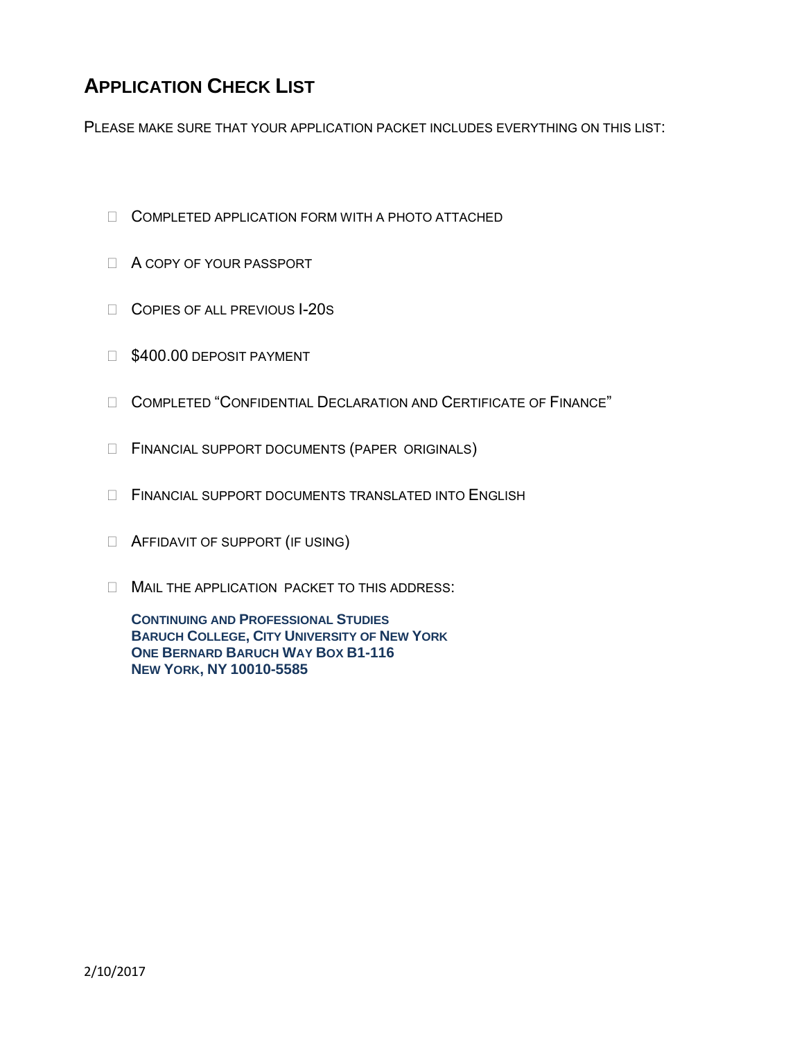## APPLICATION CHECK LIST

PLEASE MAKE SURE THAT YOUR APPLICATION PACKET INCLUDES EVERYTHING ON THIS LIST:

- ☐ COMPLETED APPLICATION FORM WITH A PHOTO ATTACHED
- ☐ A COPY OF YOUR PASSPORT
- ☐ COPIES OF ALL PREVIOUS I-20S
- ☐ $400.00 DEPOSIT PAYMENT
- ☐ COMPLETED "CONFIDENTIAL DECLARATION AND CERTIFICATE OF FINANCE"
- ☐ FINANCIAL SUPPORT DOCUMENTS (PAPER ORIGINALS)
- ☐ FINANCIAL SUPPORT DOCUMENTS TRANSLATED INTO ENGLISH
- ☐ AFFIDAVIT OF SUPPORT (IF USING)
- ☐ MAIL THE APPLICATION PACKET TO THIS ADDRESS:

  **CONTINUING AND PROFESSIONAL STUDIES**
  **BARUCH COLLEGE, CITY UNIVERSITY OF NEW YORK**
  **ONE BERNARD BARUCH WAY BOX B1-116**
  **NEW YORK, NY 10010-5585**

2/10/2017